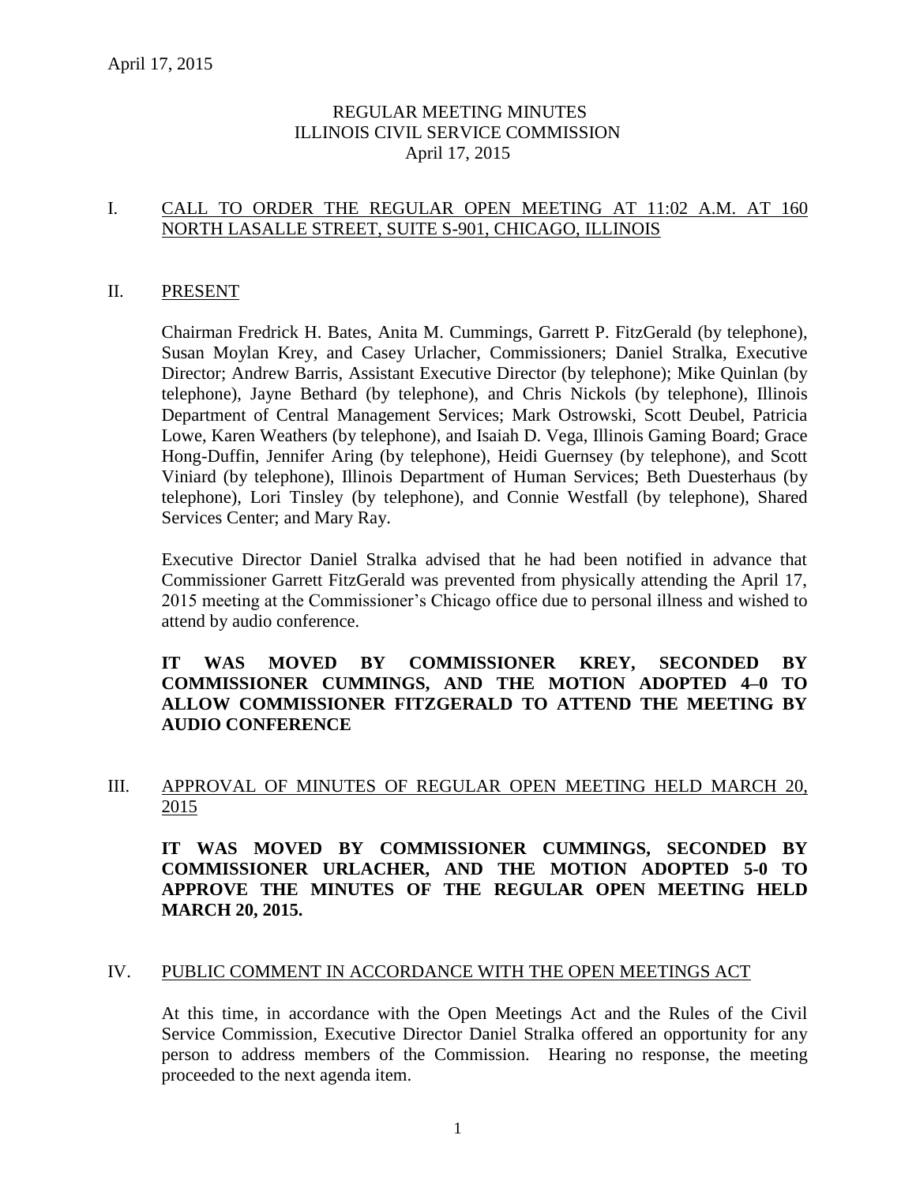# REGULAR MEETING MINUTES
# ILLINOIS CIVIL SERVICE COMMISSION
# April 17, 2015

## I. CALL TO ORDER THE REGULAR OPEN MEETING AT 11:02 A.M. AT 160 NORTH LASALLE STREET, SUITE S-901, CHICAGO, ILLINOIS

## II. PRESENT

Chairman Fredrick H. Bates, Anita M. Cummings, Garrett P. FitzGerald (by telephone), Susan Moylan Krey, and Casey Urlacher, Commissioners; Daniel Stralka, Executive Director; Andrew Barris, Assistant Executive Director (by telephone); Mike Quinlan (by telephone), Jayne Bethard (by telephone), and Chris Nickols (by telephone), Illinois Department of Central Management Services; Mark Ostrowski, Scott Deubel, Patricia Lowe, Karen Weathers (by telephone), and Isaiah D. Vega, Illinois Gaming Board; Grace Hong-Duffin, Jennifer Aring (by telephone), Heidi Guernsey (by telephone), and Scott Viniard (by telephone), Illinois Department of Human Services; Beth Duesterhaus (by telephone), Lori Tinsley (by telephone), and Connie Westfall (by telephone), Shared Services Center; and Mary Ray.

Executive Director Daniel Stralka advised that he had been notified in advance that Commissioner Garrett FitzGerald was prevented from physically attending the April 17, 2015 meeting at the Commissioner's Chicago office due to personal illness and wished to attend by audio conference.

**IT WAS MOVED BY COMMISSIONER KREY, SECONDED BY COMMISSIONER CUMMINGS, AND THE MOTION ADOPTED 4–0 TO ALLOW COMMISSIONER FITZGERALD TO ATTEND THE MEETING BY AUDIO CONFERENCE**

## III. APPROVAL OF MINUTES OF REGULAR OPEN MEETING HELD MARCH 20, 2015

**IT WAS MOVED BY COMMISSIONER CUMMINGS, SECONDED BY COMMISSIONER URLACHER, AND THE MOTION ADOPTED 5-0 TO APPROVE THE MINUTES OF THE REGULAR OPEN MEETING HELD MARCH 20, 2015.**

## IV. PUBLIC COMMENT IN ACCORDANCE WITH THE OPEN MEETINGS ACT

At this time, in accordance with the Open Meetings Act and the Rules of the Civil Service Commission, Executive Director Daniel Stralka offered an opportunity for any person to address members of the Commission. Hearing no response, the meeting proceeded to the next agenda item.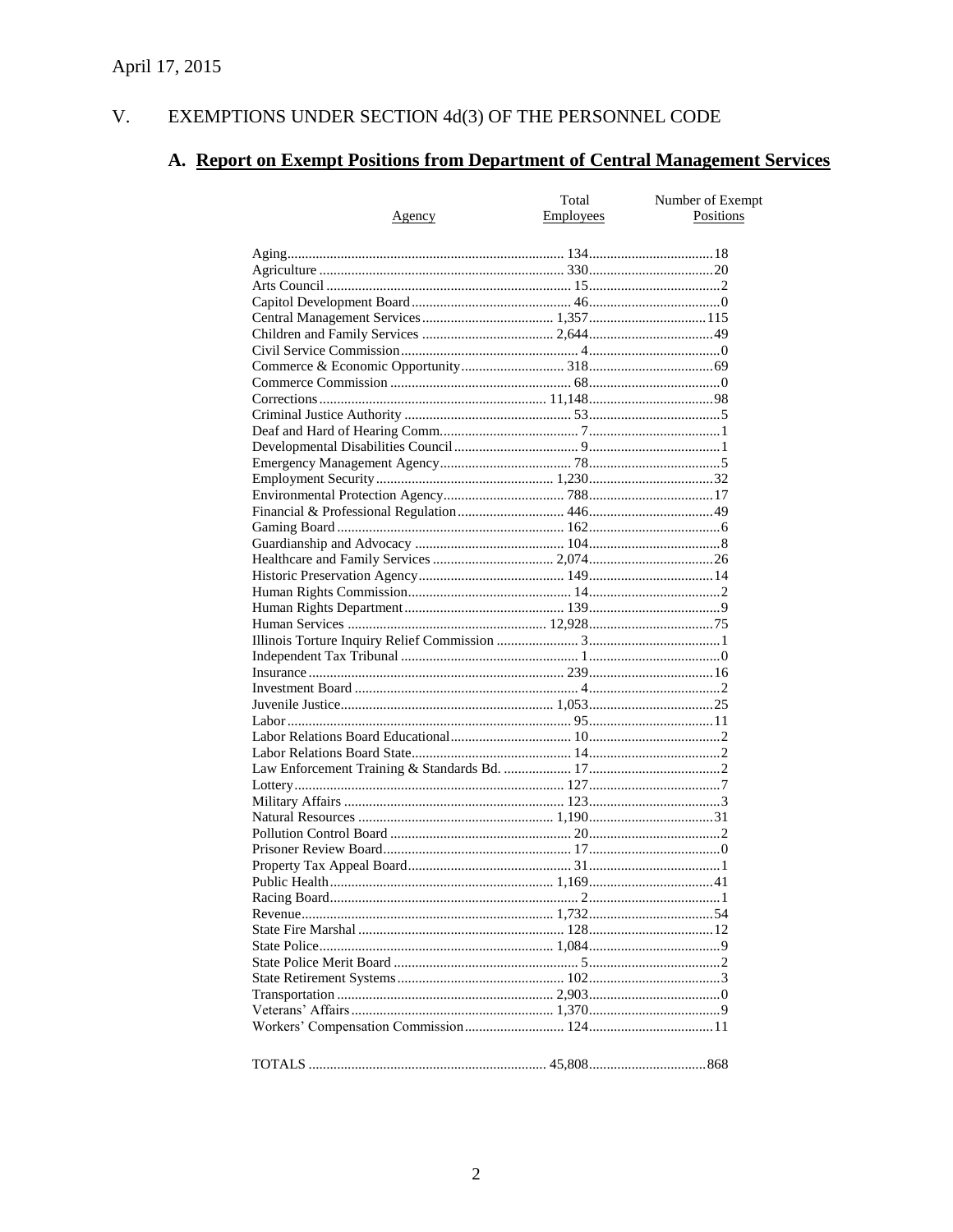April 17, 2015

# V. EXEMPTIONS UNDER SECTION 4d(3) OF THE PERSONNEL CODE

## A. Report on Exempt Positions from Department of Central Management Services

| Agency | Total Employees | Number of Exempt Positions |
|---|---|---|
| Aging | 134 | 18 |
| Agriculture | 330 | 20 |
| Arts Council | 15 | 2 |
| Capitol Development Board | 46 | 0 |
| Central Management Services | 1,357 | 115 |
| Children and Family Services | 2,644 | 49 |
| Civil Service Commission | 4 | 0 |
| Commerce & Economic Opportunity | 318 | 69 |
| Commerce Commission | 68 | 0 |
| Corrections | 11,148 | 98 |
| Criminal Justice Authority | 53 | 5 |
| Deaf and Hard of Hearing Comm. | 7 | 1 |
| Developmental Disabilities Council | 9 | 1 |
| Emergency Management Agency | 78 | 5 |
| Employment Security | 1,230 | 32 |
| Environmental Protection Agency | 788 | 17 |
| Financial & Professional Regulation | 446 | 49 |
| Gaming Board | 162 | 6 |
| Guardianship and Advocacy | 104 | 8 |
| Healthcare and Family Services | 2,074 | 26 |
| Historic Preservation Agency | 149 | 14 |
| Human Rights Commission | 14 | 2 |
| Human Rights Department | 139 | 9 |
| Human Services | 12,928 | 75 |
| Illinois Torture Inquiry Relief Commission | 3 | 1 |
| Independent Tax Tribunal | 1 | 0 |
| Insurance | 239 | 16 |
| Investment Board | 4 | 2 |
| Juvenile Justice | 1,053 | 25 |
| Labor | 95 | 11 |
| Labor Relations Board Educational | 10 | 2 |
| Labor Relations Board State | 14 | 2 |
| Law Enforcement Training & Standards Bd. | 17 | 2 |
| Lottery | 127 | 7 |
| Military Affairs | 123 | 3 |
| Natural Resources | 1,190 | 31 |
| Pollution Control Board | 20 | 2 |
| Prisoner Review Board | 17 | 0 |
| Property Tax Appeal Board | 31 | 1 |
| Public Health | 1,169 | 41 |
| Racing Board | 2 | 1 |
| Revenue | 1,732 | 54 |
| State Fire Marshal | 128 | 12 |
| State Police | 1,084 | 9 |
| State Police Merit Board | 5 | 2 |
| State Retirement Systems | 102 | 3 |
| Transportation | 2,903 | 0 |
| Veterans' Affairs | 1,370 | 9 |
| Workers' Compensation Commission | 124 | 11 |
| TOTALS | 45,808 | 868 |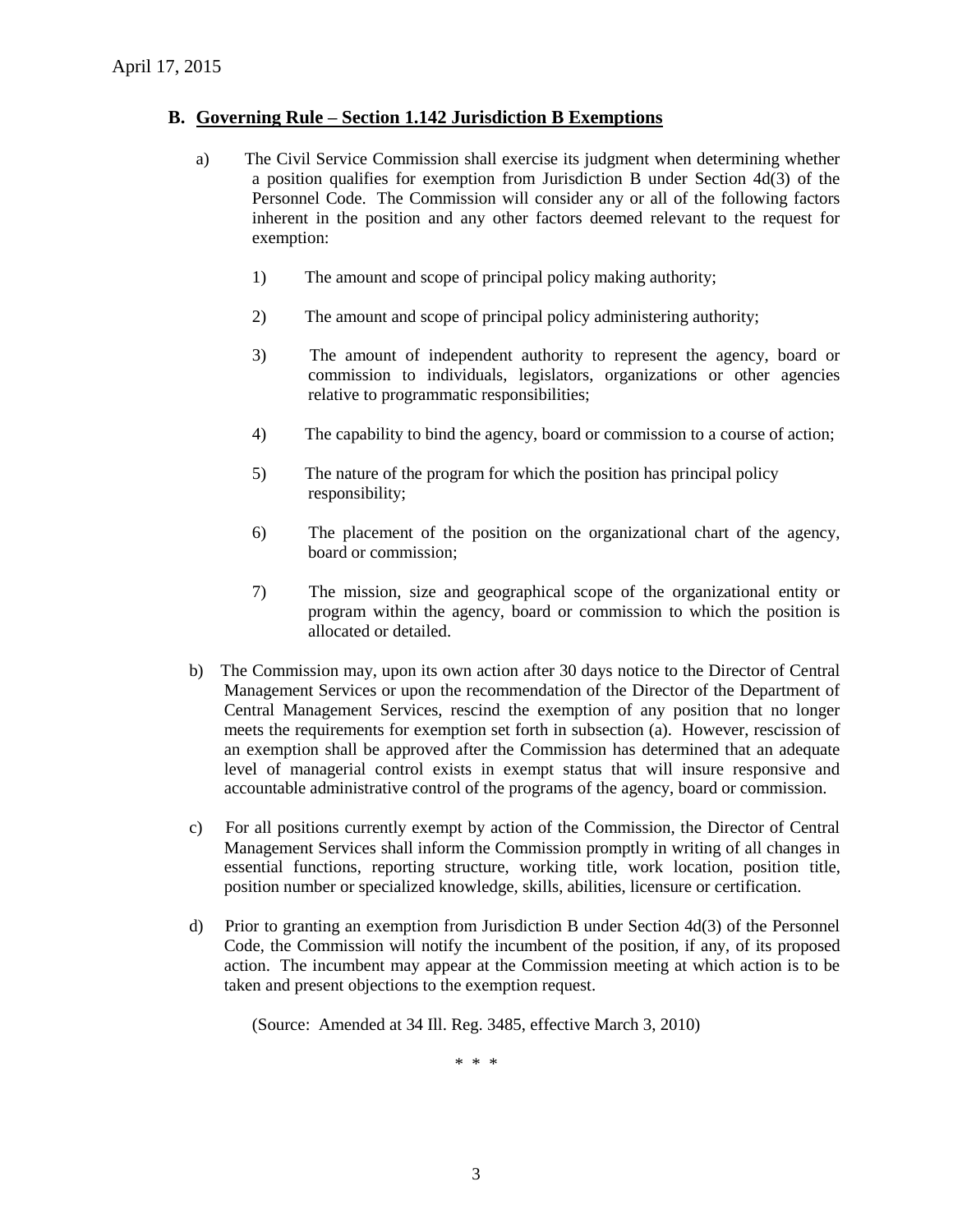## B. Governing Rule – Section 1.142 Jurisdiction B Exemptions

a) The Civil Service Commission shall exercise its judgment when determining whether a position qualifies for exemption from Jurisdiction B under Section 4d(3) of the Personnel Code. The Commission will consider any or all of the following factors inherent in the position and any other factors deemed relevant to the request for exemption:

1) The amount and scope of principal policy making authority;

2) The amount and scope of principal policy administering authority;

3) The amount of independent authority to represent the agency, board or commission to individuals, legislators, organizations or other agencies relative to programmatic responsibilities;

4) The capability to bind the agency, board or commission to a course of action;

5) The nature of the program for which the position has principal policy responsibility;

6) The placement of the position on the organizational chart of the agency, board or commission;

7) The mission, size and geographical scope of the organizational entity or program within the agency, board or commission to which the position is allocated or detailed.

b) The Commission may, upon its own action after 30 days notice to the Director of Central Management Services or upon the recommendation of the Director of the Department of Central Management Services, rescind the exemption of any position that no longer meets the requirements for exemption set forth in subsection (a). However, rescission of an exemption shall be approved after the Commission has determined that an adequate level of managerial control exists in exempt status that will insure responsive and accountable administrative control of the programs of the agency, board or commission.

c) For all positions currently exempt by action of the Commission, the Director of Central Management Services shall inform the Commission promptly in writing of all changes in essential functions, reporting structure, working title, work location, position title, position number or specialized knowledge, skills, abilities, licensure or certification.

d) Prior to granting an exemption from Jurisdiction B under Section 4d(3) of the Personnel Code, the Commission will notify the incumbent of the position, if any, of its proposed action. The incumbent may appear at the Commission meeting at which action is to be taken and present objections to the exemption request.

(Source: Amended at 34 Ill. Reg. 3485, effective March 3, 2010)

\* \* \*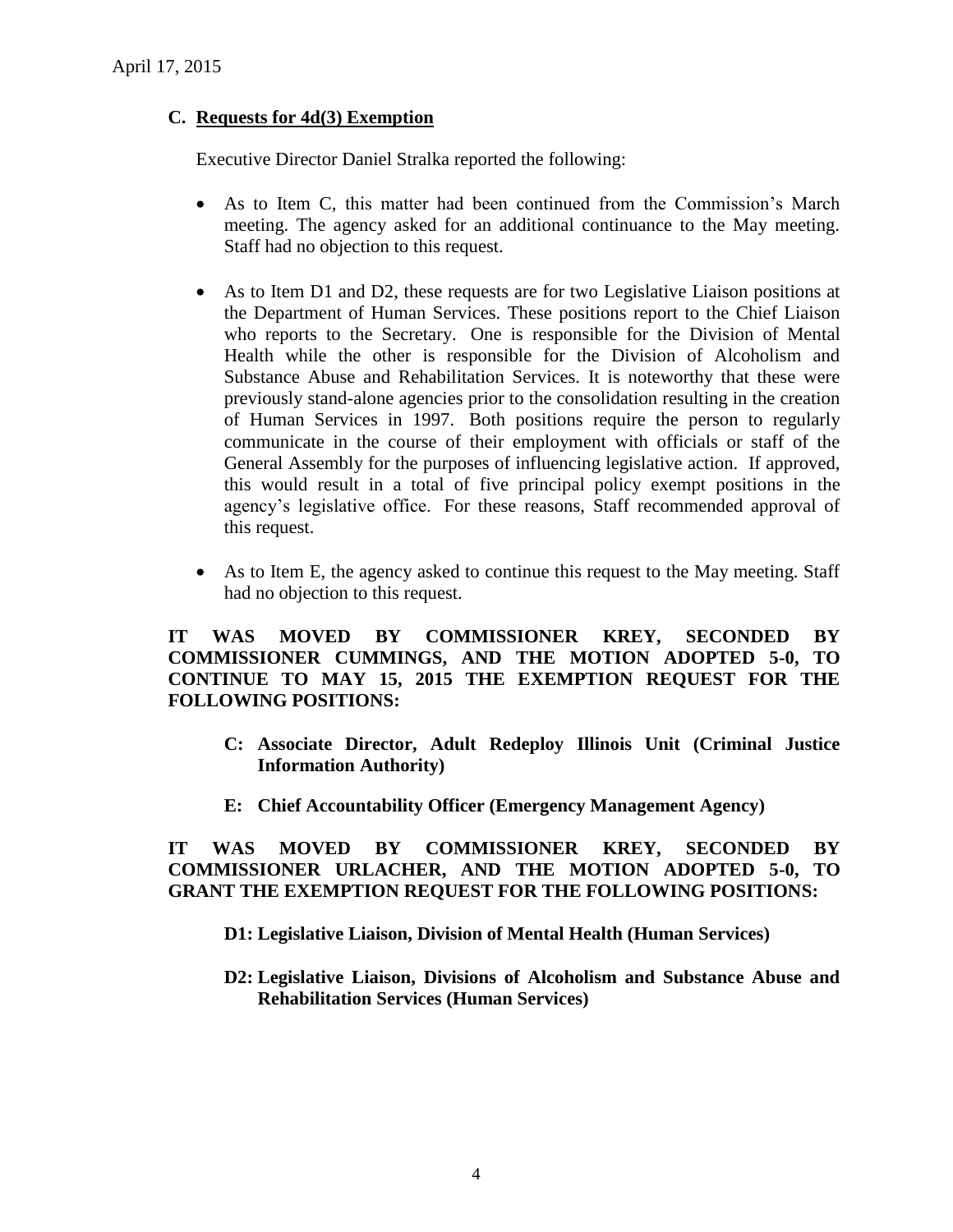### C. Requests for 4d(3) Exemption

Executive Director Daniel Stralka reported the following:

- As to Item C, this matter had been continued from the Commission's March meeting. The agency asked for an additional continuance to the May meeting. Staff had no objection to this request.

- As to Item D1 and D2, these requests are for two Legislative Liaison positions at the Department of Human Services. These positions report to the Chief Liaison who reports to the Secretary. One is responsible for the Division of Mental Health while the other is responsible for the Division of Alcoholism and Substance Abuse and Rehabilitation Services. It is noteworthy that these were previously stand-alone agencies prior to the consolidation resulting in the creation of Human Services in 1997. Both positions require the person to regularly communicate in the course of their employment with officials or staff of the General Assembly for the purposes of influencing legislative action. If approved, this would result in a total of five principal policy exempt positions in the agency's legislative office. For these reasons, Staff recommended approval of this request.

- As to Item E, the agency asked to continue this request to the May meeting. Staff had no objection to this request.

**IT WAS MOVED BY COMMISSIONER KREY, SECONDED BY COMMISSIONER CUMMINGS, AND THE MOTION ADOPTED 5-0, TO CONTINUE TO MAY 15, 2015 THE EXEMPTION REQUEST FOR THE FOLLOWING POSITIONS:**

> **C: Associate Director, Adult Redeploy Illinois Unit (Criminal Justice Information Authority)**
>
> **E: Chief Accountability Officer (Emergency Management Agency)**

**IT WAS MOVED BY COMMISSIONER KREY, SECONDED BY COMMISSIONER URLACHER, AND THE MOTION ADOPTED 5-0, TO GRANT THE EXEMPTION REQUEST FOR THE FOLLOWING POSITIONS:**

> **D1: Legislative Liaison, Division of Mental Health (Human Services)**
>
> **D2: Legislative Liaison, Divisions of Alcoholism and Substance Abuse and Rehabilitation Services (Human Services)**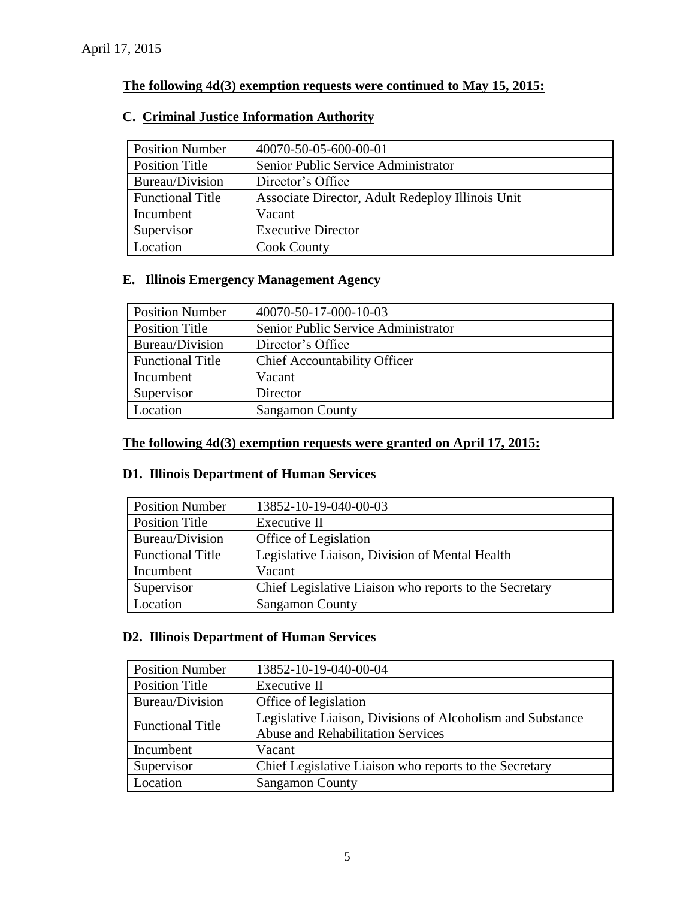April 17, 2015

**The following 4d(3) exemption requests were continued to May 15, 2015:**

### C. Criminal Justice Information Authority

| Position Number | 40070-50-05-600-00-01 |
|---|---|
| Position Title | Senior Public Service Administrator |
| Bureau/Division | Director's Office |
| Functional Title | Associate Director, Adult Redeploy Illinois Unit |
| Incumbent | Vacant |
| Supervisor | Executive Director |
| Location | Cook County |

### E. Illinois Emergency Management Agency

| Position Number | 40070-50-17-000-10-03 |
|---|---|
| Position Title | Senior Public Service Administrator |
| Bureau/Division | Director's Office |
| Functional Title | Chief Accountability Officer |
| Incumbent | Vacant |
| Supervisor | Director |
| Location | Sangamon County |

**The following 4d(3) exemption requests were granted on April 17, 2015:**

### D1. Illinois Department of Human Services

| Position Number | 13852-10-19-040-00-03 |
|---|---|
| Position Title | Executive II |
| Bureau/Division | Office of Legislation |
| Functional Title | Legislative Liaison, Division of Mental Health |
| Incumbent | Vacant |
| Supervisor | Chief Legislative Liaison who reports to the Secretary |
| Location | Sangamon County |

### D2. Illinois Department of Human Services

| Position Number | 13852-10-19-040-00-04 |
|---|---|
| Position Title | Executive II |
| Bureau/Division | Office of legislation |
| Functional Title | Legislative Liaison, Divisions of Alcoholism and Substance Abuse and Rehabilitation Services |
| Incumbent | Vacant |
| Supervisor | Chief Legislative Liaison who reports to the Secretary |
| Location | Sangamon County |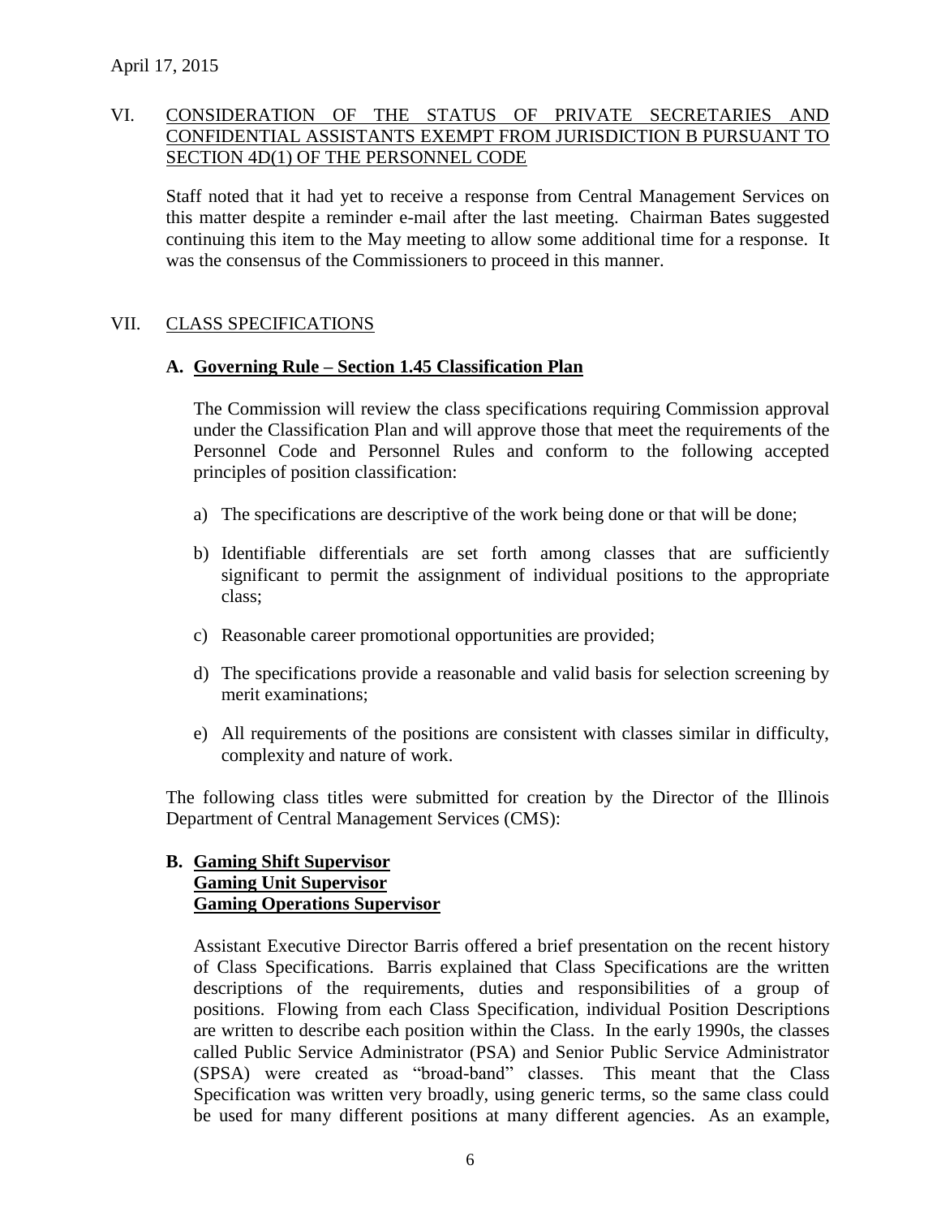April 17, 2015

## VI. CONSIDERATION OF THE STATUS OF PRIVATE SECRETARIES AND CONFIDENTIAL ASSISTANTS EXEMPT FROM JURISDICTION B PURSUANT TO SECTION 4D(1) OF THE PERSONNEL CODE

Staff noted that it had yet to receive a response from Central Management Services on this matter despite a reminder e-mail after the last meeting. Chairman Bates suggested continuing this item to the May meeting to allow some additional time for a response. It was the consensus of the Commissioners to proceed in this manner.

## VII. CLASS SPECIFICATIONS

### A. Governing Rule – Section 1.45 Classification Plan

The Commission will review the class specifications requiring Commission approval under the Classification Plan and will approve those that meet the requirements of the Personnel Code and Personnel Rules and conform to the following accepted principles of position classification:

a) The specifications are descriptive of the work being done or that will be done;

b) Identifiable differentials are set forth among classes that are sufficiently significant to permit the assignment of individual positions to the appropriate class;

c) Reasonable career promotional opportunities are provided;

d) The specifications provide a reasonable and valid basis for selection screening by merit examinations;

e) All requirements of the positions are consistent with classes similar in difficulty, complexity and nature of work.

The following class titles were submitted for creation by the Director of the Illinois Department of Central Management Services (CMS):

### B. Gaming Shift Supervisor<br>Gaming Unit Supervisor<br>Gaming Operations Supervisor

Assistant Executive Director Barris offered a brief presentation on the recent history of Class Specifications. Barris explained that Class Specifications are the written descriptions of the requirements, duties and responsibilities of a group of positions. Flowing from each Class Specification, individual Position Descriptions are written to describe each position within the Class. In the early 1990s, the classes called Public Service Administrator (PSA) and Senior Public Service Administrator (SPSA) were created as "broad-band" classes. This meant that the Class Specification was written very broadly, using generic terms, so the same class could be used for many different positions at many different agencies. As an example,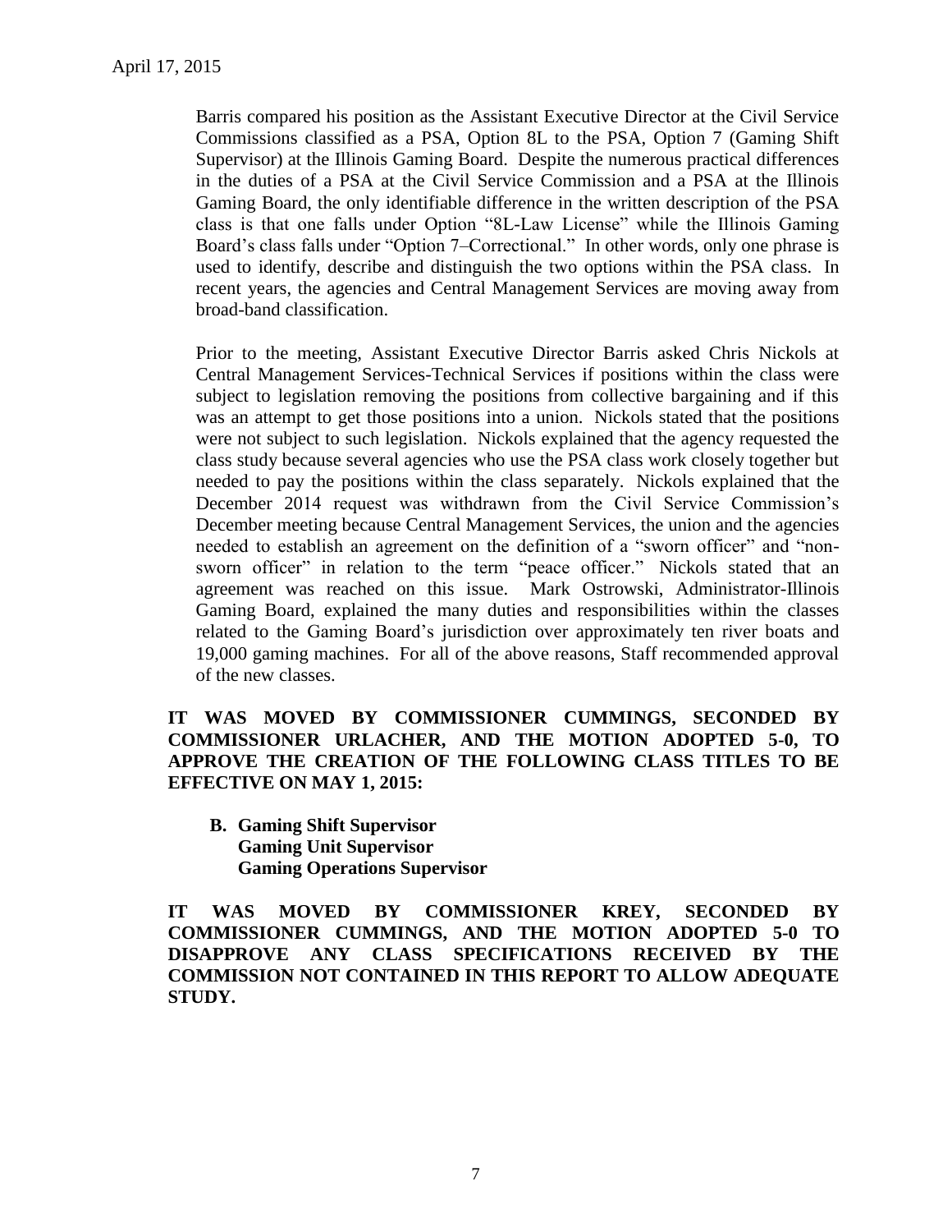Barris compared his position as the Assistant Executive Director at the Civil Service Commissions classified as a PSA, Option 8L to the PSA, Option 7 (Gaming Shift Supervisor) at the Illinois Gaming Board. Despite the numerous practical differences in the duties of a PSA at the Civil Service Commission and a PSA at the Illinois Gaming Board, the only identifiable difference in the written description of the PSA class is that one falls under Option "8L-Law License" while the Illinois Gaming Board's class falls under "Option 7–Correctional." In other words, only one phrase is used to identify, describe and distinguish the two options within the PSA class. In recent years, the agencies and Central Management Services are moving away from broad-band classification.

Prior to the meeting, Assistant Executive Director Barris asked Chris Nickols at Central Management Services-Technical Services if positions within the class were subject to legislation removing the positions from collective bargaining and if this was an attempt to get those positions into a union. Nickols stated that the positions were not subject to such legislation. Nickols explained that the agency requested the class study because several agencies who use the PSA class work closely together but needed to pay the positions within the class separately. Nickols explained that the December 2014 request was withdrawn from the Civil Service Commission's December meeting because Central Management Services, the union and the agencies needed to establish an agreement on the definition of a "sworn officer" and "non-sworn officer" in relation to the term "peace officer." Nickols stated that an agreement was reached on this issue. Mark Ostrowski, Administrator-Illinois Gaming Board, explained the many duties and responsibilities within the classes related to the Gaming Board's jurisdiction over approximately ten river boats and 19,000 gaming machines. For all of the above reasons, Staff recommended approval of the new classes.

**IT WAS MOVED BY COMMISSIONER CUMMINGS, SECONDED BY COMMISSIONER URLACHER, AND THE MOTION ADOPTED 5-0, TO APPROVE THE CREATION OF THE FOLLOWING CLASS TITLES TO BE EFFECTIVE ON MAY 1, 2015:**

**B. Gaming Shift Supervisor**
**Gaming Unit Supervisor**
**Gaming Operations Supervisor**

**IT WAS MOVED BY COMMISSIONER KREY, SECONDED BY COMMISSIONER CUMMINGS, AND THE MOTION ADOPTED 5-0 TO DISAPPROVE ANY CLASS SPECIFICATIONS RECEIVED BY THE COMMISSION NOT CONTAINED IN THIS REPORT TO ALLOW ADEQUATE STUDY.**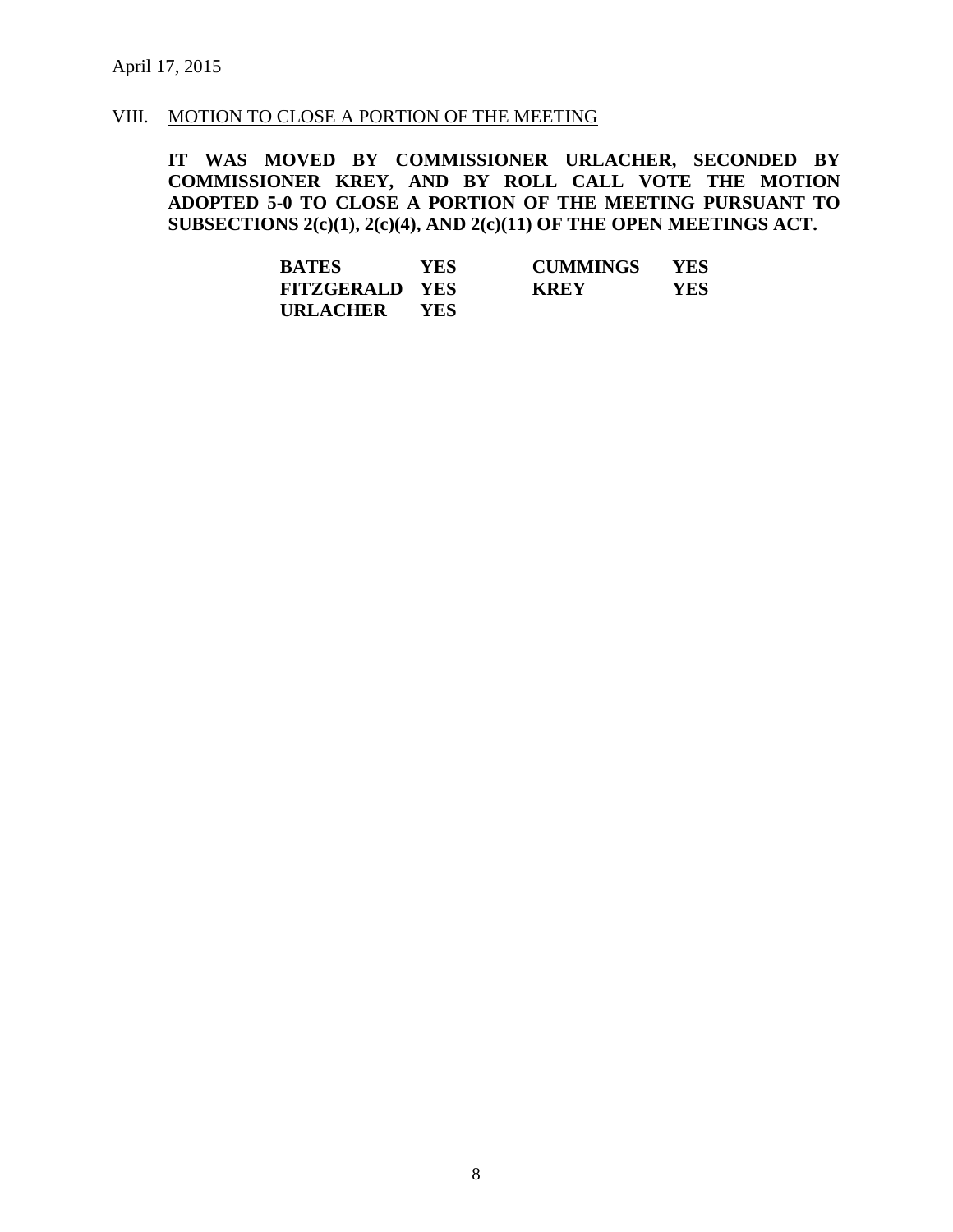April 17, 2015

## VIII. MOTION TO CLOSE A PORTION OF THE MEETING

**IT WAS MOVED BY COMMISSIONER URLACHER, SECONDED BY COMMISSIONER KREY, AND BY ROLL CALL VOTE THE MOTION ADOPTED 5-0 TO CLOSE A PORTION OF THE MEETING PURSUANT TO SUBSECTIONS 2(c)(1), 2(c)(4), AND 2(c)(11) OF THE OPEN MEETINGS ACT.**

| | | | |
|---|---|---|---|
| **BATES** | **YES** | **CUMMINGS** | **YES** |
| **FITZGERALD** | **YES** | **KREY** | **YES** |
| **URLACHER** | **YES** | | |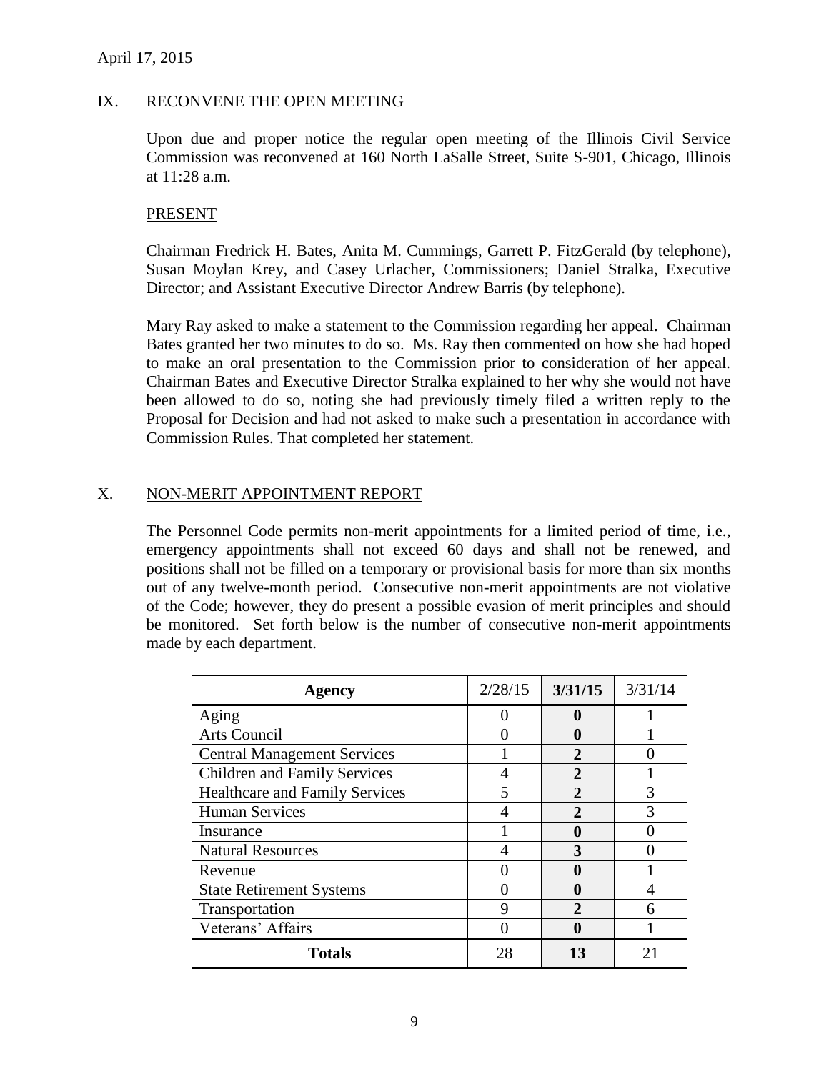## IX. RECONVENE THE OPEN MEETING

Upon due and proper notice the regular open meeting of the Illinois Civil Service Commission was reconvened at 160 North LaSalle Street, Suite S-901, Chicago, Illinois at 11:28 a.m.

### PRESENT

Chairman Fredrick H. Bates, Anita M. Cummings, Garrett P. FitzGerald (by telephone), Susan Moylan Krey, and Casey Urlacher, Commissioners; Daniel Stralka, Executive Director; and Assistant Executive Director Andrew Barris (by telephone).

Mary Ray asked to make a statement to the Commission regarding her appeal. Chairman Bates granted her two minutes to do so. Ms. Ray then commented on how she had hoped to make an oral presentation to the Commission prior to consideration of her appeal. Chairman Bates and Executive Director Stralka explained to her why she would not have been allowed to do so, noting she had previously timely filed a written reply to the Proposal for Decision and had not asked to make such a presentation in accordance with Commission Rules. That completed her statement.

## X. NON-MERIT APPOINTMENT REPORT

The Personnel Code permits non-merit appointments for a limited period of time, i.e., emergency appointments shall not exceed 60 days and shall not be renewed, and positions shall not be filled on a temporary or provisional basis for more than six months out of any twelve-month period. Consecutive non-merit appointments are not violative of the Code; however, they do present a possible evasion of merit principles and should be monitored. Set forth below is the number of consecutive non-merit appointments made by each department.

| Agency | 2/28/15 | **3/31/15** | 3/31/14 |
|---|---|---|---|
| Aging | 0 | **0** | 1 |
| Arts Council | 0 | **0** | 1 |
| Central Management Services | 1 | **2** | 0 |
| Children and Family Services | 4 | **2** | 1 |
| Healthcare and Family Services | 5 | **2** | 3 |
| Human Services | 4 | **2** | 3 |
| Insurance | 1 | **0** | 0 |
| Natural Resources | 4 | **3** | 0 |
| Revenue | 0 | **0** | 1 |
| State Retirement Systems | 0 | **0** | 4 |
| Transportation | 9 | **2** | 6 |
| Veterans' Affairs | 0 | **0** | 1 |
| **Totals** | 28 | **13** | 21 |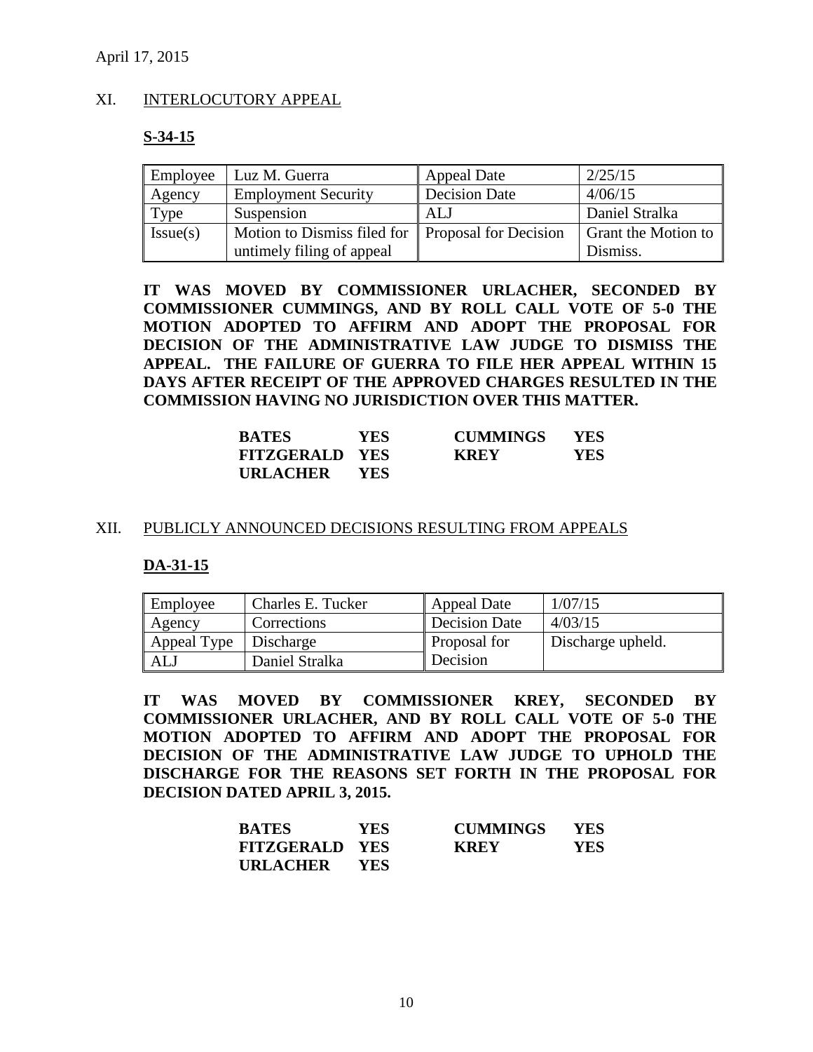April 17, 2015

## XI. INTERLOCUTORY APPEAL

### S-34-15

| Employee | Luz M. Guerra | Appeal Date | 2/25/15 |
|---|---|---|---|
| Agency | Employment Security | Decision Date | 4/06/15 |
| Type | Suspension | ALJ | Daniel Stralka |
| Issue(s) | Motion to Dismiss filed for untimely filing of appeal | Proposal for Decision | Grant the Motion to Dismiss. |

**IT WAS MOVED BY COMMISSIONER URLACHER, SECONDED BY COMMISSIONER CUMMINGS, AND BY ROLL CALL VOTE OF 5-0 THE MOTION ADOPTED TO AFFIRM AND ADOPT THE PROPOSAL FOR DECISION OF THE ADMINISTRATIVE LAW JUDGE TO DISMISS THE APPEAL. THE FAILURE OF GUERRA TO FILE HER APPEAL WITHIN 15 DAYS AFTER RECEIPT OF THE APPROVED CHARGES RESULTED IN THE COMMISSION HAVING NO JURISDICTION OVER THIS MATTER.**

| | | | |
|---|---|---|---|
| **BATES** | **YES** | **CUMMINGS** | **YES** |
| **FITZGERALD** | **YES** | **KREY** | **YES** |
| **URLACHER** | **YES** | | |

## XII. PUBLICLY ANNOUNCED DECISIONS RESULTING FROM APPEALS

### DA-31-15

| Employee | Charles E. Tucker | Appeal Date | 1/07/15 |
|---|---|---|---|
| Agency | Corrections | Decision Date | 4/03/15 |
| Appeal Type | Discharge | Proposal for Decision | Discharge upheld. |
| ALJ | Daniel Stralka | | |

**IT WAS MOVED BY COMMISSIONER KREY, SECONDED BY COMMISSIONER URLACHER, AND BY ROLL CALL VOTE OF 5-0 THE MOTION ADOPTED TO AFFIRM AND ADOPT THE PROPOSAL FOR DECISION OF THE ADMINISTRATIVE LAW JUDGE TO UPHOLD THE DISCHARGE FOR THE REASONS SET FORTH IN THE PROPOSAL FOR DECISION DATED APRIL 3, 2015.**

| | | | |
|---|---|---|---|
| **BATES** | **YES** | **CUMMINGS** | **YES** |
| **FITZGERALD** | **YES** | **KREY** | **YES** |
| **URLACHER** | **YES** | | |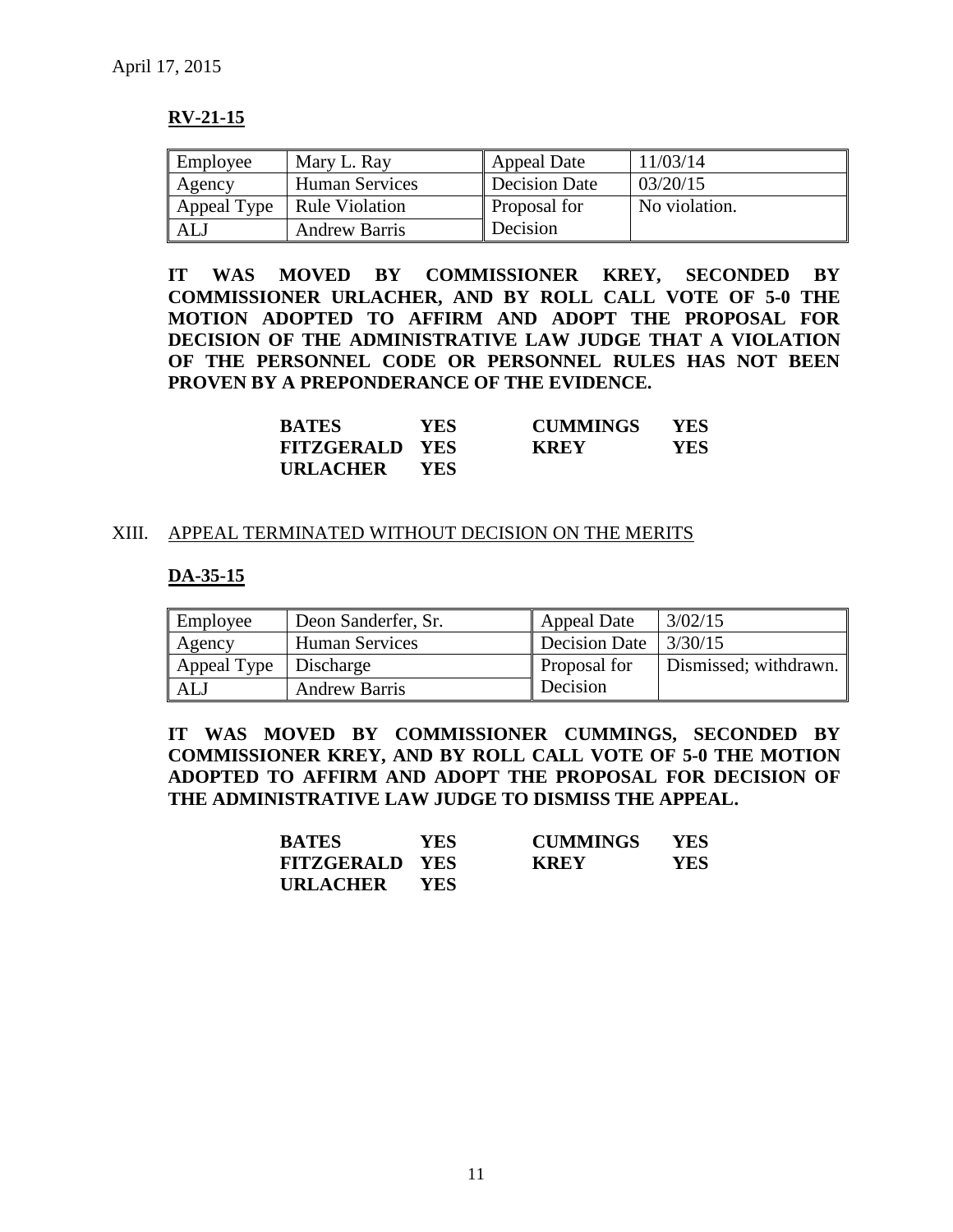April 17, 2015

**RV-21-15**

| Employee | Mary L. Ray | Appeal Date | 11/03/14 |
|---|---|---|---|
| Agency | Human Services | Decision Date | 03/20/15 |
| Appeal Type | Rule Violation | Proposal for Decision | No violation. |
| ALJ | Andrew Barris | | |

**IT WAS MOVED BY COMMISSIONER KREY, SECONDED BY COMMISSIONER URLACHER, AND BY ROLL CALL VOTE OF 5-0 THE MOTION ADOPTED TO AFFIRM AND ADOPT THE PROPOSAL FOR DECISION OF THE ADMINISTRATIVE LAW JUDGE THAT A VIOLATION OF THE PERSONNEL CODE OR PERSONNEL RULES HAS NOT BEEN PROVEN BY A PREPONDERANCE OF THE EVIDENCE.**

| | | | |
|---|---|---|---|
| **BATES** | **YES** | **CUMMINGS** | **YES** |
| **FITZGERALD** | **YES** | **KREY** | **YES** |
| **URLACHER** | **YES** | | |

XIII. APPEAL TERMINATED WITHOUT DECISION ON THE MERITS

**DA-35-15**

| Employee | Deon Sanderfer, Sr. | Appeal Date | 3/02/15 |
|---|---|---|---|
| Agency | Human Services | Decision Date | 3/30/15 |
| Appeal Type | Discharge | Proposal for Decision | Dismissed; withdrawn. |
| ALJ | Andrew Barris | | |

**IT WAS MOVED BY COMMISSIONER CUMMINGS, SECONDED BY COMMISSIONER KREY, AND BY ROLL CALL VOTE OF 5-0 THE MOTION ADOPTED TO AFFIRM AND ADOPT THE PROPOSAL FOR DECISION OF THE ADMINISTRATIVE LAW JUDGE TO DISMISS THE APPEAL.**

| | | | |
|---|---|---|---|
| **BATES** | **YES** | **CUMMINGS** | **YES** |
| **FITZGERALD** | **YES** | **KREY** | **YES** |
| **URLACHER** | **YES** | | |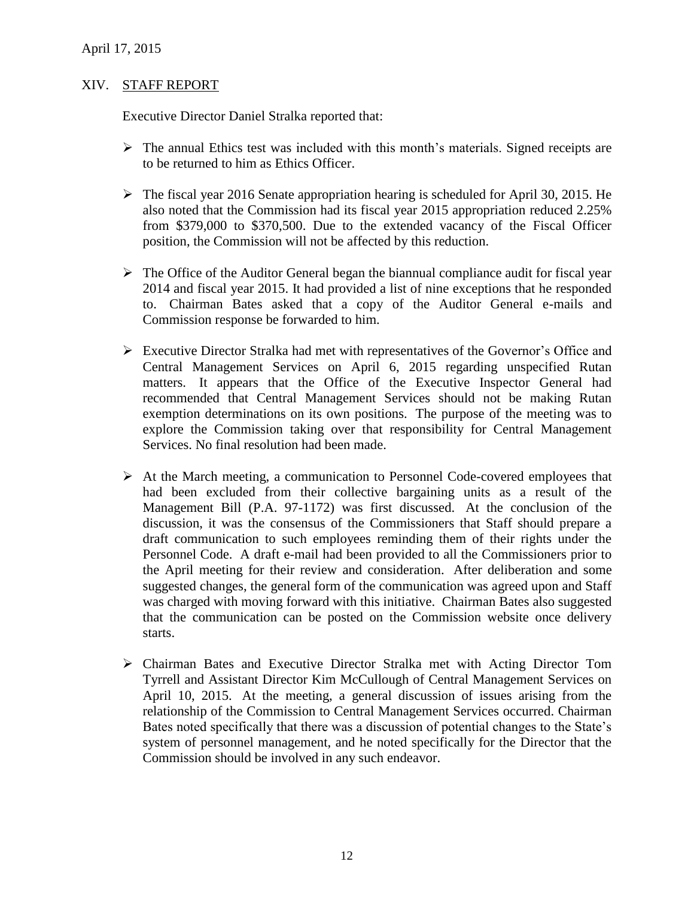April 17, 2015

## XIV. STAFF REPORT

Executive Director Daniel Stralka reported that:

- The annual Ethics test was included with this month's materials. Signed receipts are to be returned to him as Ethics Officer.

- The fiscal year 2016 Senate appropriation hearing is scheduled for April 30, 2015. He also noted that the Commission had its fiscal year 2015 appropriation reduced 2.25% from $379,000 to $370,500. Due to the extended vacancy of the Fiscal Officer position, the Commission will not be affected by this reduction.

- The Office of the Auditor General began the biannual compliance audit for fiscal year 2014 and fiscal year 2015. It had provided a list of nine exceptions that he responded to. Chairman Bates asked that a copy of the Auditor General e-mails and Commission response be forwarded to him.

- Executive Director Stralka had met with representatives of the Governor's Office and Central Management Services on April 6, 2015 regarding unspecified Rutan matters. It appears that the Office of the Executive Inspector General had recommended that Central Management Services should not be making Rutan exemption determinations on its own positions. The purpose of the meeting was to explore the Commission taking over that responsibility for Central Management Services. No final resolution had been made.

- At the March meeting, a communication to Personnel Code-covered employees that had been excluded from their collective bargaining units as a result of the Management Bill (P.A. 97-1172) was first discussed. At the conclusion of the discussion, it was the consensus of the Commissioners that Staff should prepare a draft communication to such employees reminding them of their rights under the Personnel Code. A draft e-mail had been provided to all the Commissioners prior to the April meeting for their review and consideration. After deliberation and some suggested changes, the general form of the communication was agreed upon and Staff was charged with moving forward with this initiative. Chairman Bates also suggested that the communication can be posted on the Commission website once delivery starts.

- Chairman Bates and Executive Director Stralka met with Acting Director Tom Tyrrell and Assistant Director Kim McCullough of Central Management Services on April 10, 2015. At the meeting, a general discussion of issues arising from the relationship of the Commission to Central Management Services occurred. Chairman Bates noted specifically that there was a discussion of potential changes to the State's system of personnel management, and he noted specifically for the Director that the Commission should be involved in any such endeavor.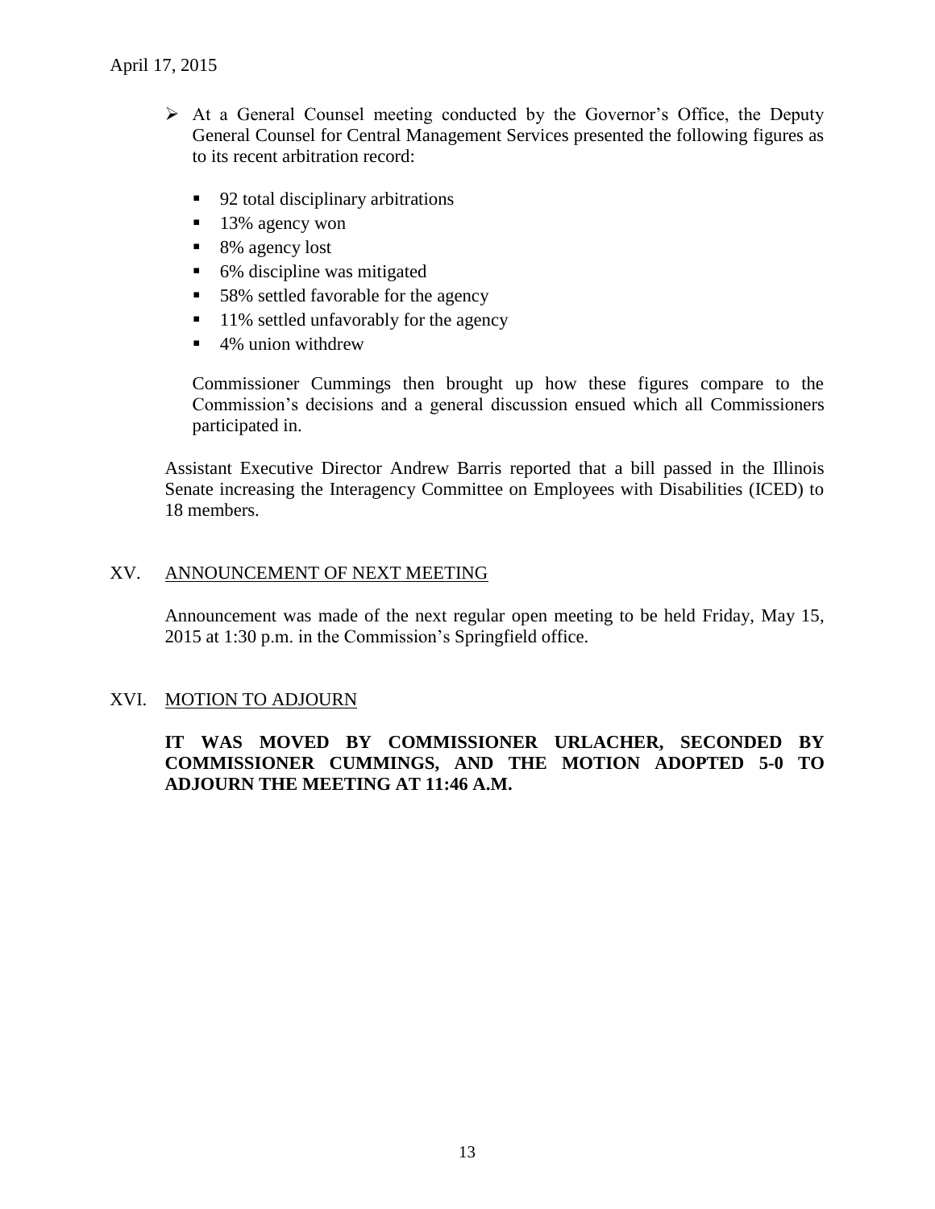- At a General Counsel meeting conducted by the Governor's Office, the Deputy General Counsel for Central Management Services presented the following figures as to its recent arbitration record:

  - 92 total disciplinary arbitrations
  - 13% agency won
  - 8% agency lost
  - 6% discipline was mitigated
  - 58% settled favorable for the agency
  - 11% settled unfavorably for the agency
  - 4% union withdrew

  Commissioner Cummings then brought up how these figures compare to the Commission's decisions and a general discussion ensued which all Commissioners participated in.

Assistant Executive Director Andrew Barris reported that a bill passed in the Illinois Senate increasing the Interagency Committee on Employees with Disabilities (ICED) to 18 members.

## XV. ANNOUNCEMENT OF NEXT MEETING

Announcement was made of the next regular open meeting to be held Friday, May 15, 2015 at 1:30 p.m. in the Commission's Springfield office.

## XVI. MOTION TO ADJOURN

**IT WAS MOVED BY COMMISSIONER URLACHER, SECONDED BY COMMISSIONER CUMMINGS, AND THE MOTION ADOPTED 5-0 TO ADJOURN THE MEETING AT 11:46 A.M.**